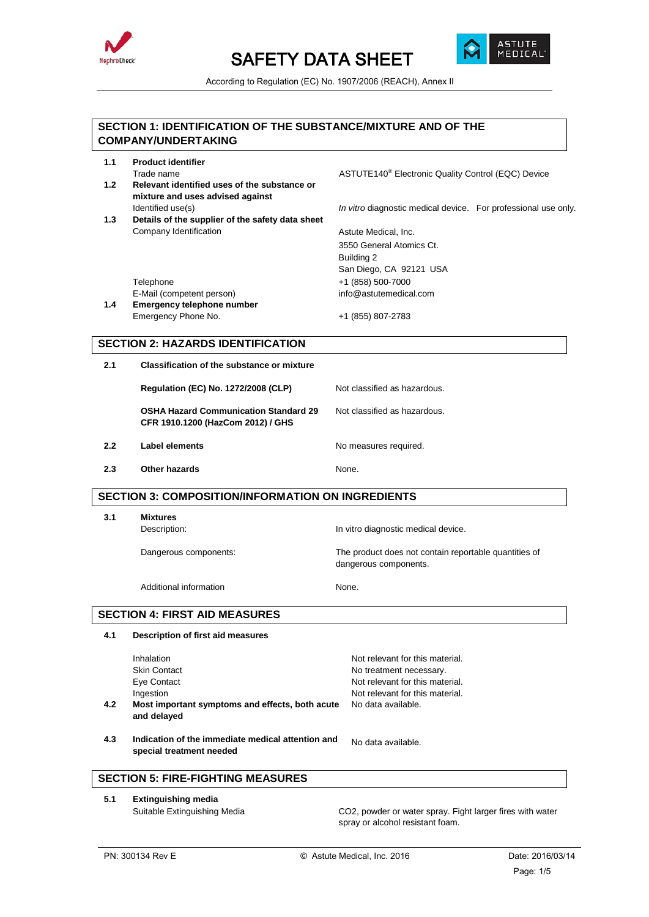# SAFETY DATA SHEET

According to Regulation (EC) No. 1907/2006 (REACH), Annex II

## SECTION 1: IDENTIFICATION OF THE SUBSTANCE/MIXTURE AND OF THE COMPANY/UNDERTAKING

**1.1 Product identifier**

| | | |
|---|---|---|
| | Trade name | ASTUTE140® Electronic Quality Control (EQC) Device |

**1.2 Relevant identified uses of the substance or mixture and uses advised against**

| | | |
|---|---|---|
| | Identified use(s) | *In vitro* diagnostic medical device. For professional use only. |

**1.3 Details of the supplier of the safety data sheet**

| | | |
|---|---|---|
| | Company Identification | Astute Medical, Inc.<br>3550 General Atomics Ct.<br>Building 2<br>San Diego, CA 92121 USA |
| | Telephone | +1 (858) 500-7000 |
| | E-Mail (competent person) | info@astutemedical.com |

**1.4 Emergency telephone number**

| | | |
|---|---|---|
| | Emergency Phone No. | +1 (855) 807-2783 |

## SECTION 2: HAZARDS IDENTIFICATION

**2.1 Classification of the substance or mixture**

| | | |
|---|---|---|
| | **Regulation (EC) No. 1272/2008 (CLP)** | Not classified as hazardous. |
| | **OSHA Hazard Communication Standard 29 CFR 1910.1200 (HazCom 2012) / GHS** | Not classified as hazardous. |

| | | |
|---|---|---|
| **2.2** | **Label elements** | No measures required. |
| **2.3** | **Other hazards** | None. |

## SECTION 3: COMPOSITION/INFORMATION ON INGREDIENTS

**3.1 Mixtures**

| | | |
|---|---|---|
| | Description: | In vitro diagnostic medical device. |
| | Dangerous components: | The product does not contain reportable quantities of dangerous components. |
| | Additional information | None. |

## SECTION 4: FIRST AID MEASURES

**4.1 Description of first aid measures**

| | | |
|---|---|---|
| | Inhalation | Not relevant for this material. |
| | Skin Contact | No treatment necessary. |
| | Eye Contact | Not relevant for this material. |
| | Ingestion | Not relevant for this material. |
| **4.2** | **Most important symptoms and effects, both acute and delayed** | No data available. |
| **4.3** | **Indication of the immediate medical attention and special treatment needed** | No data available. |

## SECTION 5: FIRE-FIGHTING MEASURES

**5.1 Extinguishing media**

| | | |
|---|---|---|
| | Suitable Extinguishing Media | $CO_2$, powder or water spray. Fight larger fires with water spray or alcohol resistant foam. |

PN: 300134 Rev E © Astute Medical, Inc. 2016 Date: 2016/03/14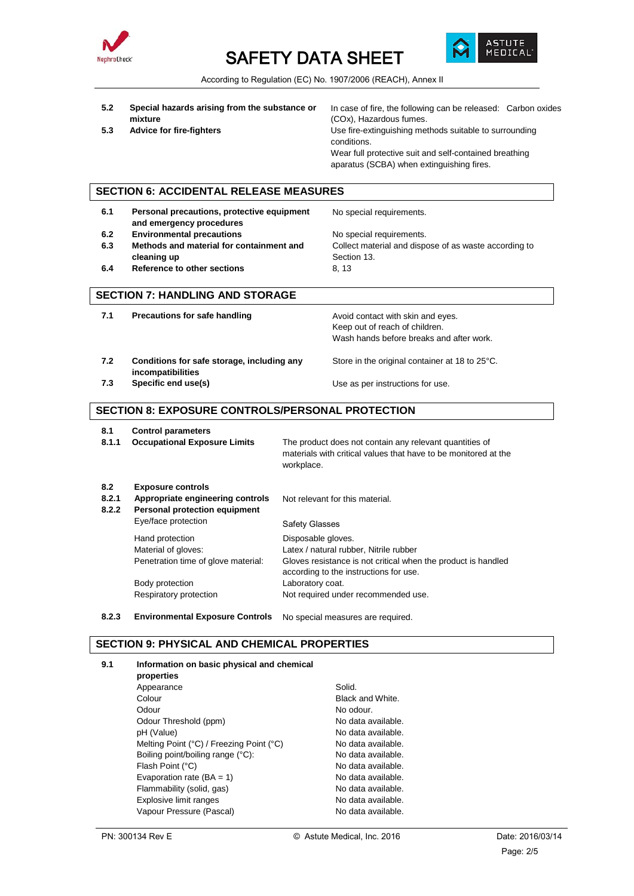| | | |
|---|---|---|
| **5.2** | **Special hazards arising from the substance or mixture** | In case of fire, the following can be released: Carbon oxides (COx), Hazardous fumes. |
| **5.3** | **Advice for fire-fighters** | Use fire-extinguishing methods suitable to surrounding conditions. Wear full protective suit and self-contained breathing aparatus (SCBA) when extinguishing fires. |

## SECTION 6: ACCIDENTAL RELEASE MEASURES

| | | |
|---|---|---|
| **6.1** | **Personal precautions, protective equipment and emergency procedures** | No special requirements. |
| **6.2** | **Environmental precautions** | No special requirements. |
| **6.3** | **Methods and material for containment and cleaning up** | Collect material and dispose of as waste according to Section 13. |
| **6.4** | **Reference to other sections** | 8, 13 |

## SECTION 7: HANDLING AND STORAGE

| | | |
|---|---|---|
| **7.1** | **Precautions for safe handling** | Avoid contact with skin and eyes. Keep out of reach of children. Wash hands before breaks and after work. |
| **7.2** | **Conditions for safe storage, including any incompatibilities** | Store in the original container at 18 to 25°C. |
| **7.3** | **Specific end use(s)** | Use as per instructions for use. |

## SECTION 8: EXPOSURE CONTROLS/PERSONAL PROTECTION

| | | |
|---|---|---|
| **8.1** | **Control parameters** | |
| **8.1.1** | **Occupational Exposure Limits** | The product does not contain any relevant quantities of materials with critical values that have to be monitored at the workplace. |
| **8.2** | **Exposure controls** | |
| **8.2.1** | **Appropriate engineering controls** | Not relevant for this material. |
| **8.2.2** | **Personal protection equipment** | |
| | Eye/face protection | Safety Glasses |
| | Hand protection | Disposable gloves. |
| | Material of gloves: | Latex / natural rubber, Nitrile rubber |
| | Penetration time of glove material: | Gloves resistance is not critical when the product is handled according to the instructions for use. |
| | Body protection | Laboratory coat. |
| | Respiratory protection | Not required under recommended use. |
| **8.2.3** | **Environmental Exposure Controls** | No special measures are required. |

## SECTION 9: PHYSICAL AND CHEMICAL PROPERTIES

**9.1 Information on basic physical and chemical properties**

| | |
|---|---|
| Appearance | Solid. |
| Colour | Black and White. |
| Odour | No odour. |
| Odour Threshold (ppm) | No data available. |
| pH (Value) | No data available. |
| Melting Point (°C) / Freezing Point (°C) | No data available. |
| Boiling point/boiling range (°C): | No data available. |
| Flash Point (°C) | No data available. |
| Evaporation rate (BA = 1) | No data available. |
| Flammability (solid, gas) | No data available. |
| Explosive limit ranges | No data available. |
| Vapour Pressure (Pascal) | No data available. |

PN: 300134 Rev E © Astute Medical, Inc. 2016 Date: 2016/03/14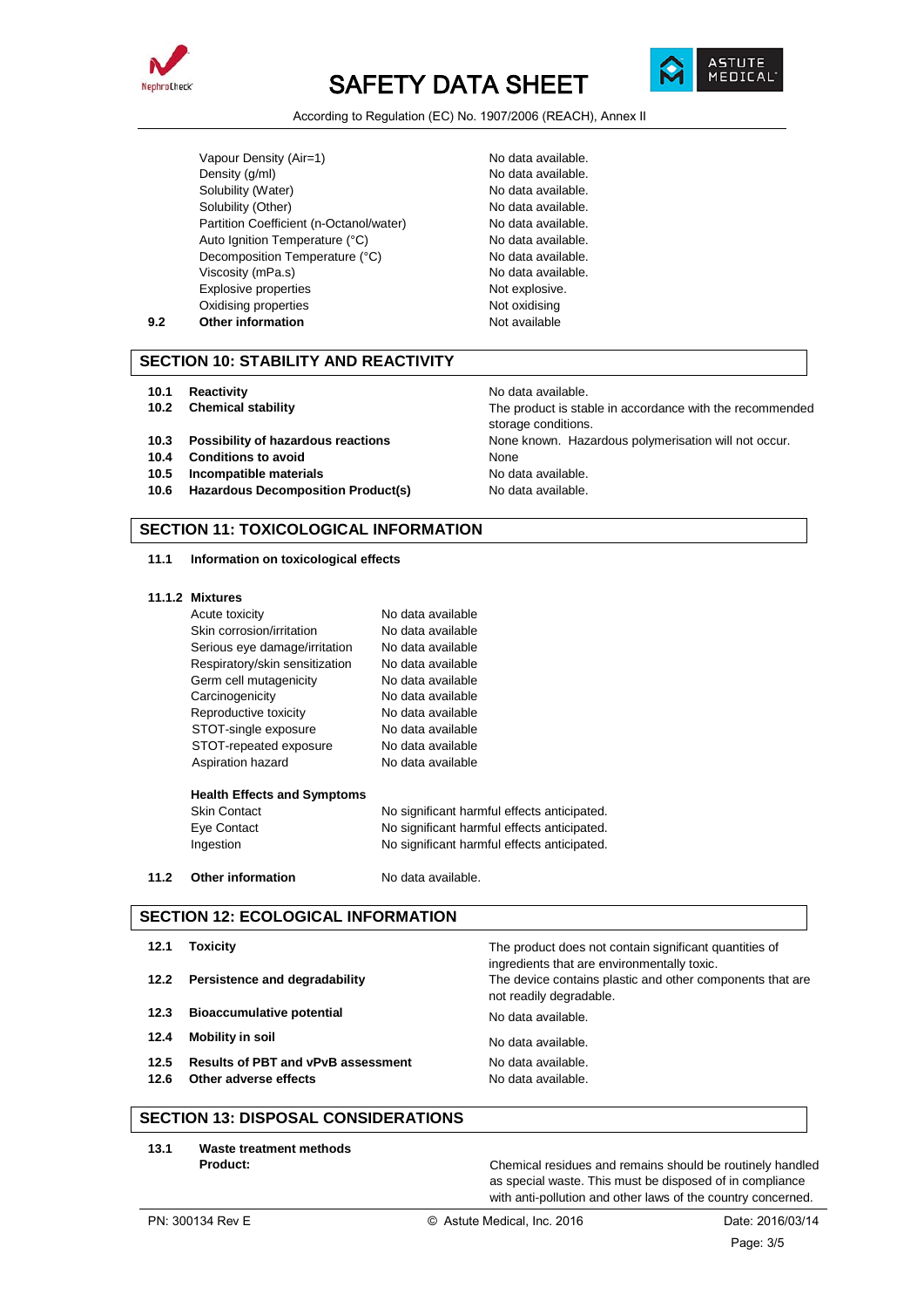| | | |
|---|---|---|
| | Vapour Density (Air=1) | No data available. |
| | Density (g/ml) | No data available. |
| | Solubility (Water) | No data available. |
| | Solubility (Other) | No data available. |
| | Partition Coefficient (n-Octanol/water) | No data available. |
| | Auto Ignition Temperature (°C) | No data available. |
| | Decomposition Temperature (°C) | No data available. |
| | Viscosity (mPa.s) | No data available. |
| | Explosive properties | Not explosive. |
| | Oxidising properties | Not oxidising |
| **9.2** | **Other information** | Not available |

## SECTION 10: STABILITY AND REACTIVITY

| | | |
|---|---|---|
| **10.1** | **Reactivity** | No data available. |
| **10.2** | **Chemical stability** | The product is stable in accordance with the recommended storage conditions. |
| **10.3** | **Possibility of hazardous reactions** | None known. Hazardous polymerisation will not occur. |
| **10.4** | **Conditions to avoid** | None |
| **10.5** | **Incompatible materials** | No data available. |
| **10.6** | **Hazardous Decomposition Product(s)** | No data available. |

## SECTION 11: TOXICOLOGICAL INFORMATION

**11.1 Information on toxicological effects**

**11.1.2 Mixtures**

| | |
|---|---|
| Acute toxicity | No data available |
| Skin corrosion/irritation | No data available |
| Serious eye damage/irritation | No data available |
| Respiratory/skin sensitization | No data available |
| Germ cell mutagenicity | No data available |
| Carcinogenicity | No data available |
| Reproductive toxicity | No data available |
| STOT-single exposure | No data available |
| STOT-repeated exposure | No data available |
| Aspiration hazard | No data available |

**Health Effects and Symptoms**

| | |
|---|---|
| Skin Contact | No significant harmful effects anticipated. |
| Eye Contact | No significant harmful effects anticipated. |
| Ingestion | No significant harmful effects anticipated. |

**11.2 Other information** No data available.

## SECTION 12: ECOLOGICAL INFORMATION

| | | |
|---|---|---|
| **12.1** | **Toxicity** | The product does not contain significant quantities of ingredients that are environmentally toxic. |
| **12.2** | **Persistence and degradability** | The device contains plastic and other components that are not readily degradable. |
| **12.3** | **Bioaccumulative potential** | No data available. |
| **12.4** | **Mobility in soil** | No data available. |
| **12.5** | **Results of PBT and vPvB assessment** | No data available. |
| **12.6** | **Other adverse effects** | No data available. |

## SECTION 13: DISPOSAL CONSIDERATIONS

**13.1 Waste treatment methods**

**Product:** Chemical residues and remains should be routinely handled as special waste. This must be disposed of in compliance with anti-pollution and other laws of the country concerned.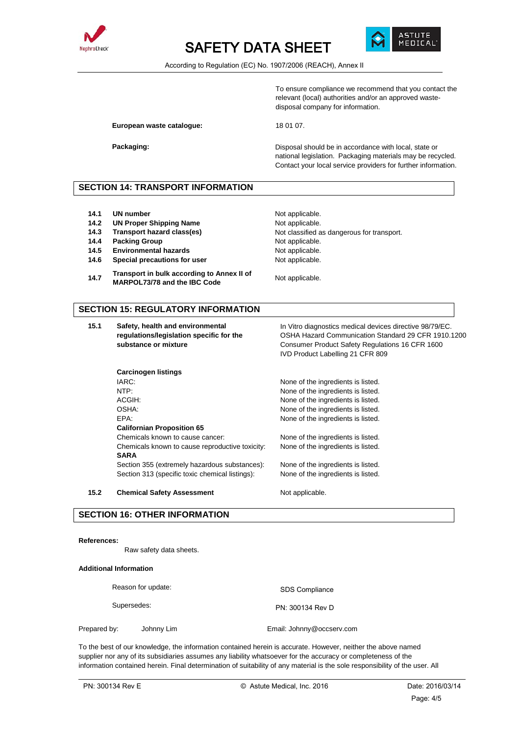| | |
|---|---|
| | To ensure compliance we recommend that you contact the relevant (local) authorities and/or an approved waste-disposal company for information. |
| **European waste catalogue:** | 18 01 07. |
| **Packaging:** | Disposal should be in accordance with local, state or national legislation. Packaging materials may be recycled. Contact your local service providers for further information. |

## SECTION 14: TRANSPORT INFORMATION

| | | |
|---|---|---|
| **14.1** | **UN number** | Not applicable. |
| **14.2** | **UN Proper Shipping Name** | Not applicable. |
| **14.3** | **Transport hazard class(es)** | Not classified as dangerous for transport. |
| **14.4** | **Packing Group** | Not applicable. |
| **14.5** | **Environmental hazards** | Not applicable. |
| **14.6** | **Special precautions for user** | Not applicable. |
| **14.7** | **Transport in bulk according to Annex II of MARPOL73/78 and the IBC Code** | Not applicable. |

## SECTION 15: REGULATORY INFORMATION

| | | |
|---|---|---|
| **15.1** | **Safety, health and environmental regulations/legislation specific for the substance or mixture** | In Vitro diagnostics medical devices directive 98/79/EC.<br>OSHA Hazard Communication Standard 29 CFR 1910.1200<br>Consumer Product Safety Regulations 16 CFR 1600<br>IVD Product Labelling 21 CFR 809 |
| | **Carcinogen listings** | |
| | IARC: | None of the ingredients is listed. |
| | NTP: | None of the ingredients is listed. |
| | ACGIH: | None of the ingredients is listed. |
| | OSHA: | None of the ingredients is listed. |
| | EPA: | None of the ingredients is listed. |
| | **Californian Proposition 65** | |
| | Chemicals known to cause cancer: | None of the ingredients is listed. |
| | Chemicals known to cause reproductive toxicity: | None of the ingredients is listed. |
| | **SARA** | |
| | Section 355 (extremely hazardous substances): | None of the ingredients is listed. |
| | Section 313 (specific toxic chemical listings): | None of the ingredients is listed. |
| **15.2** | **Chemical Safety Assessment** | Not applicable. |

## SECTION 16: OTHER INFORMATION

**References:**

Raw safety data sheets.

**Additional Information**

| | |
|---|---|
| Reason for update: | SDS Compliance |
| Supersedes: | PN: 300134 Rev D |

Prepared by: Johnny Lim Email: Johnny@occserv.com

To the best of our knowledge, the information contained herein is accurate. However, neither the above named supplier nor any of its subsidiaries assumes any liability whatsoever for the accuracy or completeness of the information contained herein. Final determination of suitability of any material is the sole responsibility of the user. All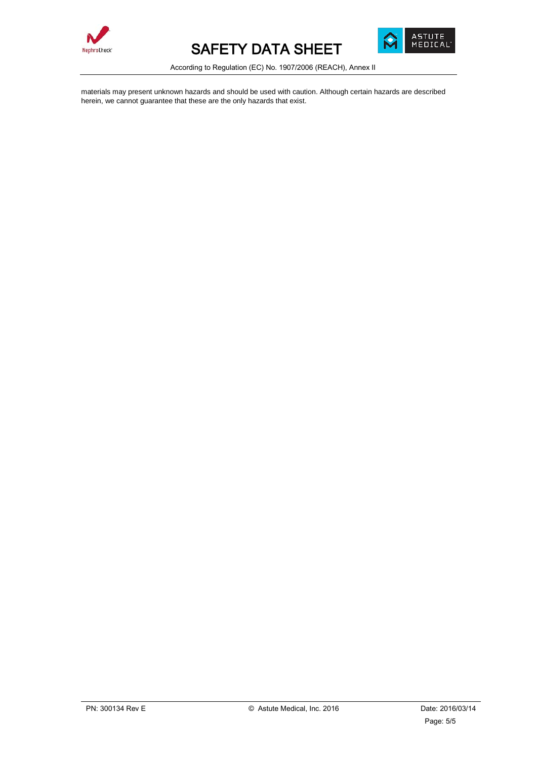materials may present unknown hazards and should be used with caution. Although certain hazards are described herein, we cannot guarantee that these are the only hazards that exist.